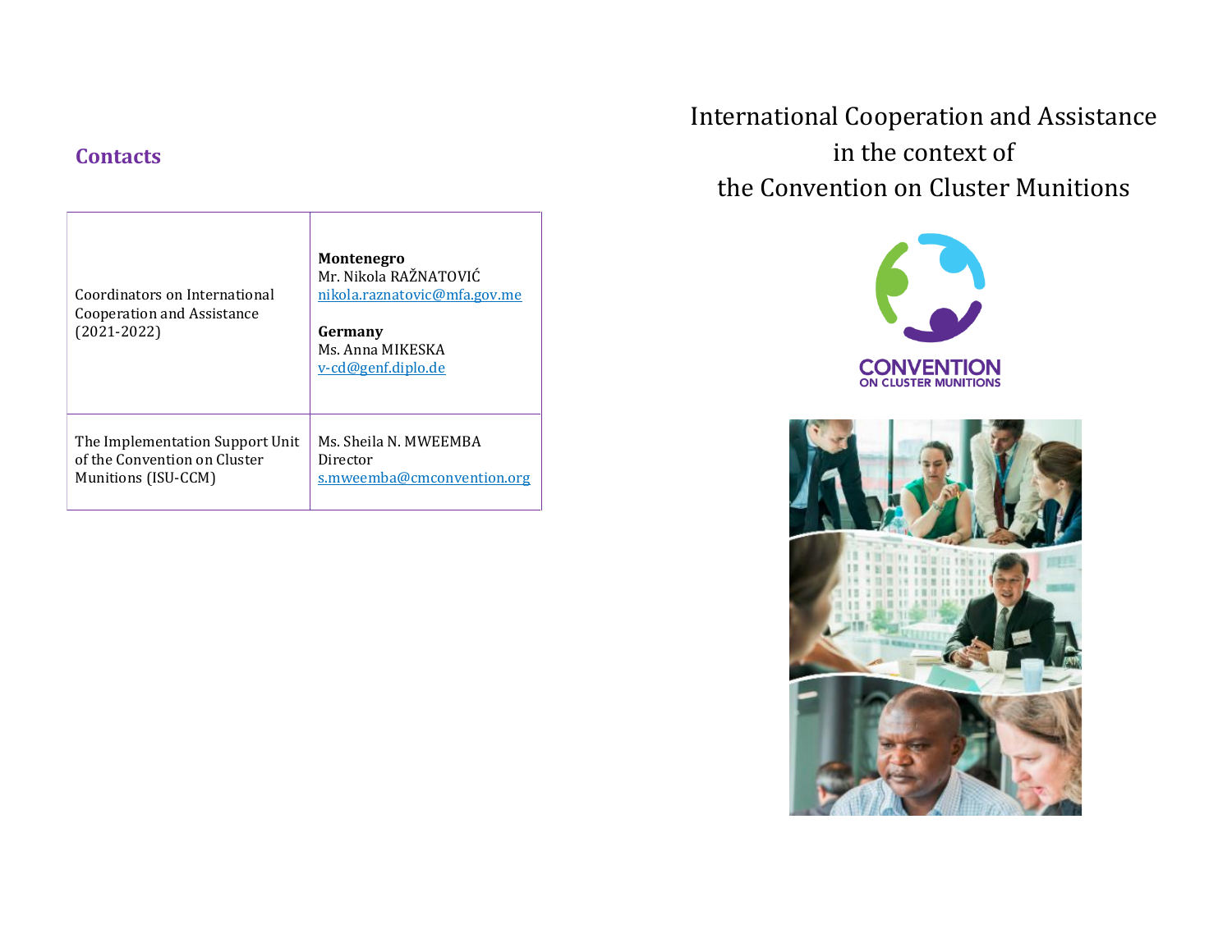## Contacts

| | |
|---|---|
| Coordinators on International Cooperation and Assistance (2021-2022) | **Montenegro**<br>Mr. Nikola RAŽNATOVIĆ<br>nikola.raznatovic@mfa.gov.me<br><br>**Germany**<br>Ms. Anna MIKESKA<br>v-cd@genf.diplo.de |
| The Implementation Support Unit of the Convention on Cluster Munitions (ISU-CCM) | Ms. Sheila N. MWEEMBA<br>Director<br>s.mweemba@cmconvention.org |

# International Cooperation and Assistance in the context of the Convention on Cluster Munitions

CONVENTION ON CLUSTER MUNITIONS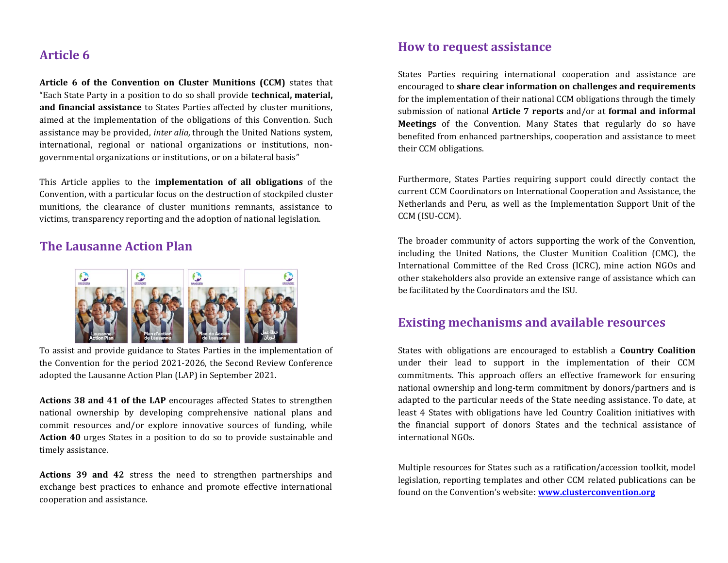## Article 6

**Article 6 of the Convention on Cluster Munitions (CCM)** states that "Each State Party in a position to do so shall provide **technical, material, and financial assistance** to States Parties affected by cluster munitions, aimed at the implementation of the obligations of this Convention. Such assistance may be provided, *inter alia,* through the United Nations system, international, regional or national organizations or institutions, non-governmental organizations or institutions, or on a bilateral basis"

This Article applies to the **implementation of all obligations** of the Convention, with a particular focus on the destruction of stockpiled cluster munitions, the clearance of cluster munitions remnants, assistance to victims, transparency reporting and the adoption of national legislation.

## The Lausanne Action Plan

To assist and provide guidance to States Parties in the implementation of the Convention for the period 2021-2026, the Second Review Conference adopted the Lausanne Action Plan (LAP) in September 2021.

**Actions 38 and 41 of the LAP** encourages affected States to strengthen national ownership by developing comprehensive national plans and commit resources and/or explore innovative sources of funding, while **Action 40** urges States in a position to do so to provide sustainable and timely assistance.

**Actions 39 and 42** stress the need to strengthen partnerships and exchange best practices to enhance and promote effective international cooperation and assistance.

## How to request assistance

States Parties requiring international cooperation and assistance are encouraged to **share clear information on challenges and requirements** for the implementation of their national CCM obligations through the timely submission of national **Article 7 reports** and/or at **formal and informal Meetings** of the Convention. Many States that regularly do so have benefited from enhanced partnerships, cooperation and assistance to meet their CCM obligations.

Furthermore, States Parties requiring support could directly contact the current CCM Coordinators on International Cooperation and Assistance, the Netherlands and Peru, as well as the Implementation Support Unit of the CCM (ISU-CCM).

The broader community of actors supporting the work of the Convention, including the United Nations, the Cluster Munition Coalition (CMC), the International Committee of the Red Cross (ICRC), mine action NGOs and other stakeholders also provide an extensive range of assistance which can be facilitated by the Coordinators and the ISU.

## Existing mechanisms and available resources

States with obligations are encouraged to establish a **Country Coalition** under their lead to support in the implementation of their CCM commitments. This approach offers an effective framework for ensuring national ownership and long-term commitment by donors/partners and is adapted to the particular needs of the State needing assistance. To date, at least 4 States with obligations have led Country Coalition initiatives with the financial support of donors States and the technical assistance of international NGOs.

Multiple resources for States such as a ratification/accession toolkit, model legislation, reporting templates and other CCM related publications can be found on the Convention's website: **[www.clusterconvention.org](www.clusterconvention.org)**